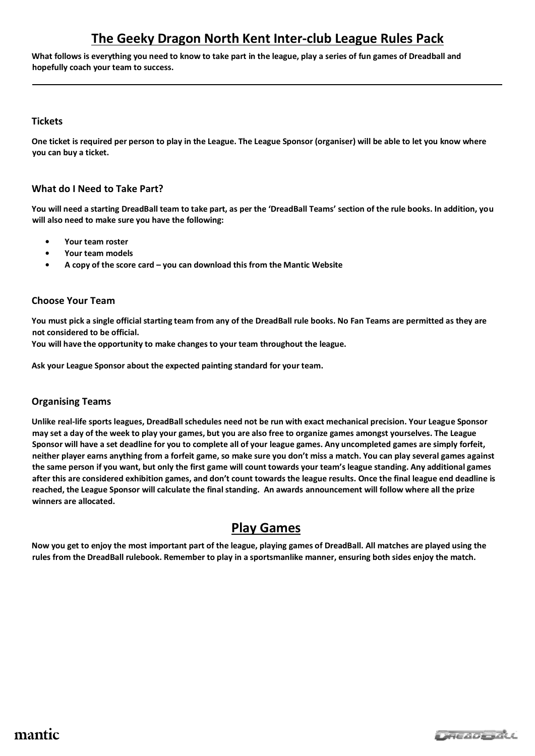# The Geeky Dragon North Kent Inter-club League Rules Pack

**What follows is everything you need to know to take part in the league, play a series of fun games of Dreadball and hopefully coach your team to success.**

---

### Tickets

**One ticket is required per person to play in the League. The League Sponsor (organiser) will be able to let you know where you can buy a ticket.**

### What do I Need to Take Part?

**You will need a starting DreadBall team to take part, as per the 'DreadBall Teams' section of the rule books. In addition, you will also need to make sure you have the following:**

- **Your team roster**
- **Your team models**
- **A copy of the score card – you can download this from the Mantic Website**

### Choose Your Team

**You must pick a single official starting team from any of the DreadBall rule books. No Fan Teams are permitted as they are not considered to be official.**
**You will have the opportunity to make changes to your team throughout the league.**

**Ask your League Sponsor about the expected painting standard for your team.**

### Organising Teams

**Unlike real-life sports leagues, DreadBall schedules need not be run with exact mechanical precision. Your League Sponsor may set a day of the week to play your games, but you are also free to organize games amongst yourselves. The League Sponsor will have a set deadline for you to complete all of your league games. Any uncompleted games are simply forfeit, neither player earns anything from a forfeit game, so make sure you don't miss a match. You can play several games against the same person if you want, but only the first game will count towards your team's league standing. Any additional games after this are considered exhibition games, and don't count towards the league results. Once the final league end deadline is reached, the League Sponsor will calculate the final standing. An awards announcement will follow where all the prize winners are allocated.**

## Play Games

**Now you get to enjoy the most important part of the league, playing games of DreadBall. All matches are played using the rules from the DreadBall rulebook. Remember to play in a sportsmanlike manner, ensuring both sides enjoy the match.**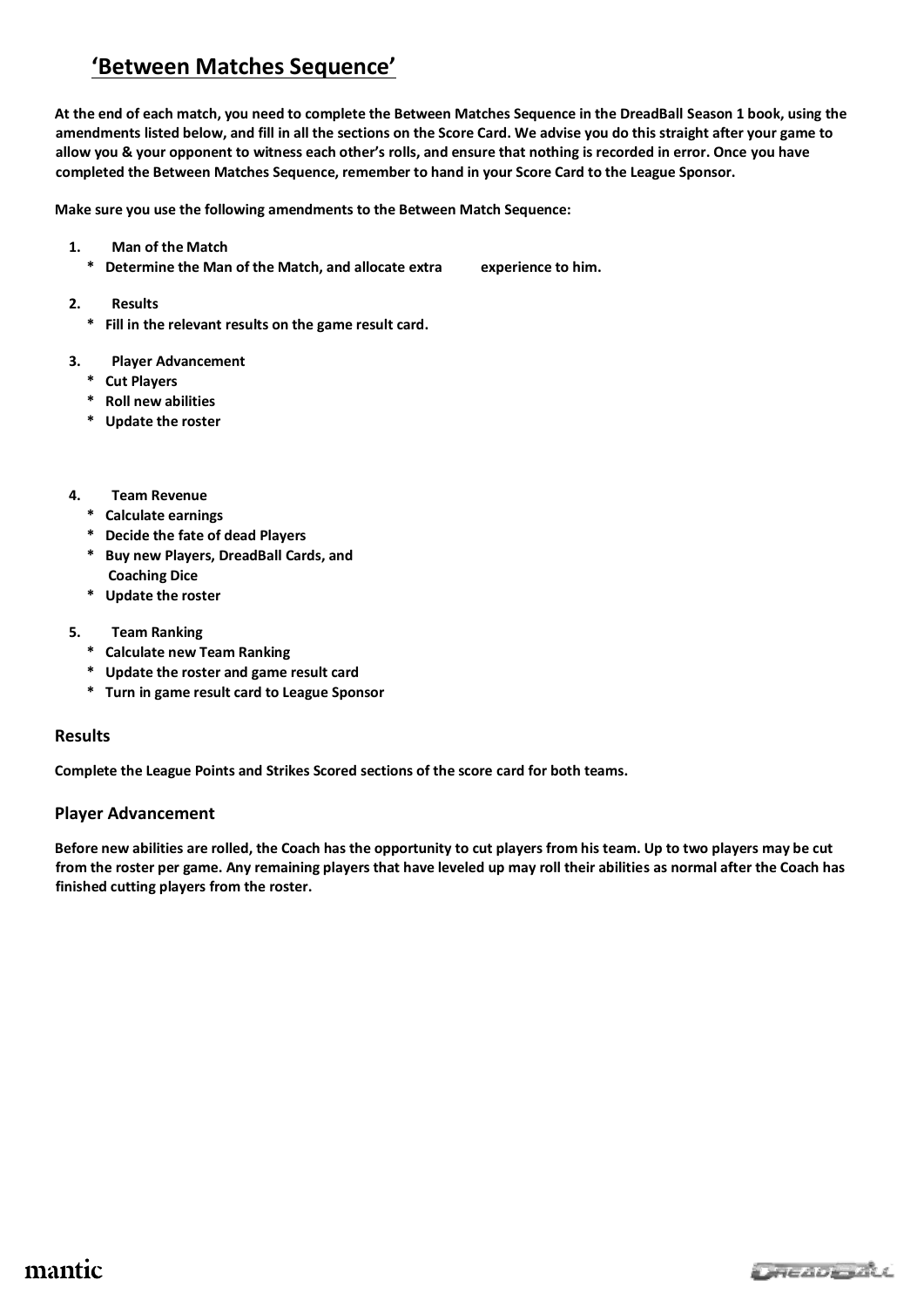# 'Between Matches Sequence'

**At the end of each match, you need to complete the Between Matches Sequence in the DreadBall Season 1 book, using the amendments listed below, and fill in all the sections on the Score Card. We advise you do this straight after your game to allow you & your opponent to witness each other's rolls, and ensure that nothing is recorded in error. Once you have completed the Between Matches Sequence, remember to hand in your Score Card to the League Sponsor.**

**Make sure you use the following amendments to the Between Match Sequence:**

1. **Man of the Match**
   * **Determine the Man of the Match, and allocate extra experience to him.**
2. **Results**
   * **Fill in the relevant results on the game result card.**
3. **Player Advancement**
   * **Cut Players**
   * **Roll new abilities**
   * **Update the roster**
4. **Team Revenue**
   * **Calculate earnings**
   * **Decide the fate of dead Players**
   * **Buy new Players, DreadBall Cards, and Coaching Dice**
   * **Update the roster**
5. **Team Ranking**
   * **Calculate new Team Ranking**
   * **Update the roster and game result card**
   * **Turn in game result card to League Sponsor**

## Results

**Complete the League Points and Strikes Scored sections of the score card for both teams.**

## Player Advancement

**Before new abilities are rolled, the Coach has the opportunity to cut players from his team. Up to two players may be cut from the roster per game. Any remaining players that have leveled up may roll their abilities as normal after the Coach has finished cutting players from the roster.**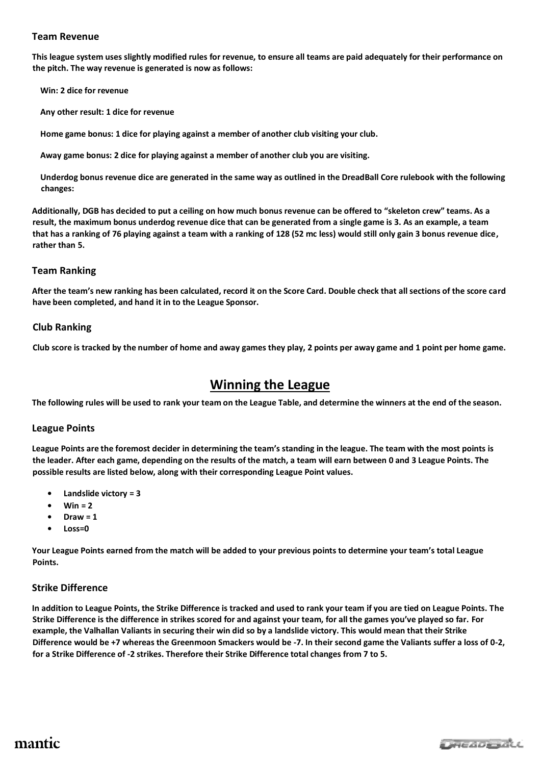### Team Revenue

**This league system uses slightly modified rules for revenue, to ensure all teams are paid adequately for their performance on the pitch. The way revenue is generated is now as follows:**

**Win: 2 dice for revenue**

**Any other result: 1 dice for revenue**

**Home game bonus: 1 dice for playing against a member of another club visiting your club.**

**Away game bonus: 2 dice for playing against a member of another club you are visiting.**

**Underdog bonus revenue dice are generated in the same way as outlined in the DreadBall Core rulebook with the following changes:**

**Additionally, DGB has decided to put a ceiling on how much bonus revenue can be offered to "skeleton crew" teams. As a result, the maximum bonus underdog revenue dice that can be generated from a single game is 3. As an example, a team that has a ranking of 76 playing against a team with a ranking of 128 (52 mc less) would still only gain 3 bonus revenue dice, rather than 5.**

### Team Ranking

**After the team's new ranking has been calculated, record it on the Score Card. Double check that all sections of the score card have been completed, and hand it in to the League Sponsor.**

### Club Ranking

**Club score is tracked by the number of home and away games they play, 2 points per away game and 1 point per home game.**

## Winning the League

**The following rules will be used to rank your team on the League Table, and determine the winners at the end of the season.**

### League Points

**League Points are the foremost decider in determining the team's standing in the league. The team with the most points is the leader. After each game, depending on the results of the match, a team will earn between 0 and 3 League Points. The possible results are listed below, along with their corresponding League Point values.**

- **Landslide victory = 3**
- **Win = 2**
- **Draw = 1**
- **Loss=0**

**Your League Points earned from the match will be added to your previous points to determine your team's total League Points.**

### Strike Difference

**In addition to League Points, the Strike Difference is tracked and used to rank your team if you are tied on League Points. The Strike Difference is the difference in strikes scored for and against your team, for all the games you've played so far. For example, the Valhallan Valiants in securing their win did so by a landslide victory. This would mean that their Strike Difference would be +7 whereas the Greenmoon Smackers would be -7. In their second game the Valiants suffer a loss of 0-2, for a Strike Difference of -2 strikes. Therefore their Strike Difference total changes from 7 to 5.**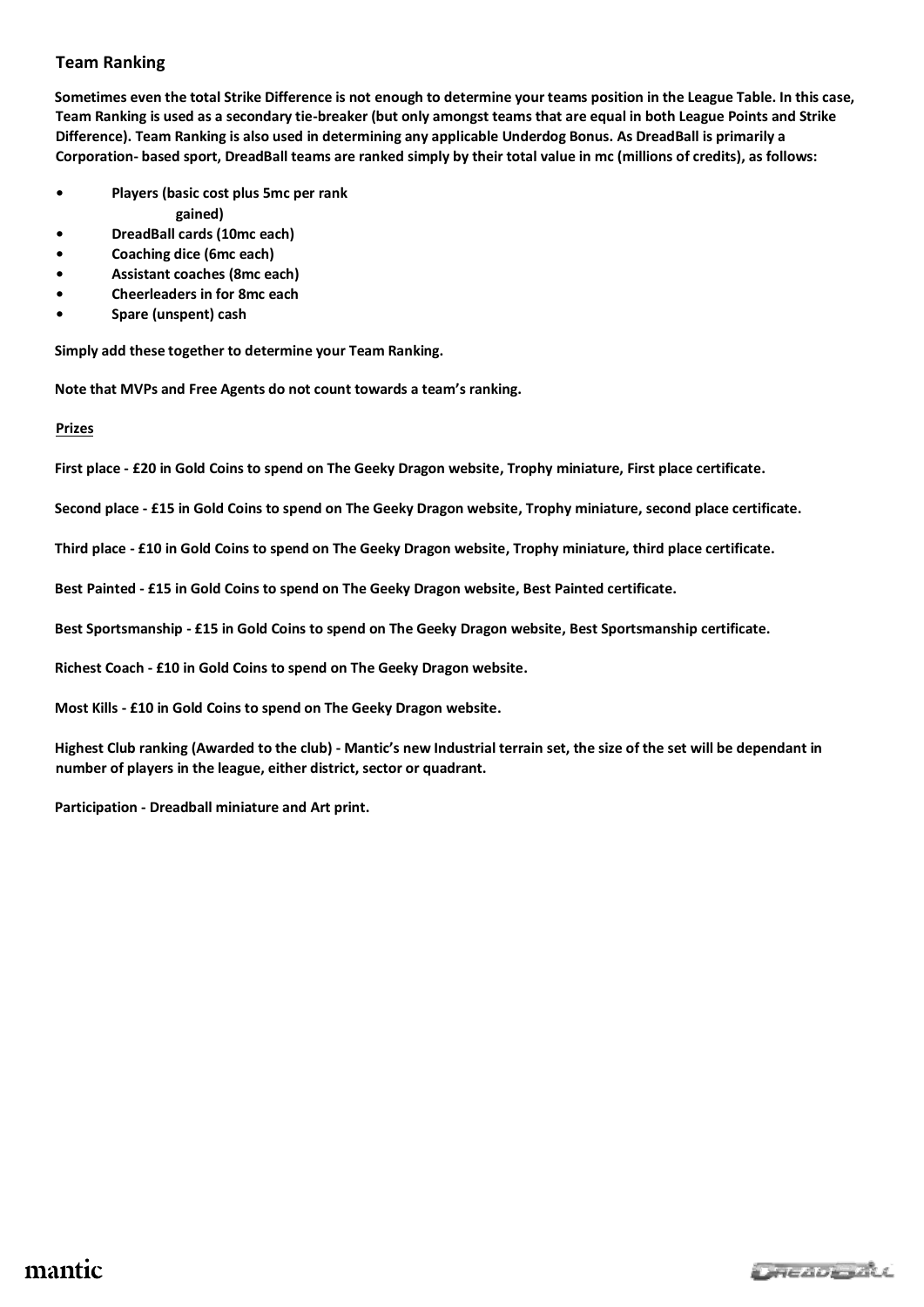## Team Ranking

**Sometimes even the total Strike Difference is not enough to determine your teams position in the League Table. In this case, Team Ranking is used as a secondary tie-breaker (but only amongst teams that are equal in both League Points and Strike Difference). Team Ranking is also used in determining any applicable Underdog Bonus. As DreadBall is primarily a Corporation- based sport, DreadBall teams are ranked simply by their total value in mc (millions of credits), as follows:**

- **Players (basic cost plus 5mc per rank gained)**
- **DreadBall cards (10mc each)**
- **Coaching dice (6mc each)**
- **Assistant coaches (8mc each)**
- **Cheerleaders in for 8mc each**
- **Spare (unspent) cash**

**Simply add these together to determine your Team Ranking.**

**Note that MVPs and Free Agents do not count towards a team's ranking.**

**Prizes**

**First place - £20 in Gold Coins to spend on The Geeky Dragon website, Trophy miniature, First place certificate.**

**Second place - £15 in Gold Coins to spend on The Geeky Dragon website, Trophy miniature, second place certificate.**

**Third place - £10 in Gold Coins to spend on The Geeky Dragon website, Trophy miniature, third place certificate.**

**Best Painted - £15 in Gold Coins to spend on The Geeky Dragon website, Best Painted certificate.**

**Best Sportsmanship - £15 in Gold Coins to spend on The Geeky Dragon website, Best Sportsmanship certificate.**

**Richest Coach - £10 in Gold Coins to spend on The Geeky Dragon website.**

**Most Kills - £10 in Gold Coins to spend on The Geeky Dragon website.**

**Highest Club ranking (Awarded to the club) - Mantic's new Industrial terrain set, the size of the set will be dependant in number of players in the league, either district, sector or quadrant.**

**Participation - Dreadball miniature and Art print.**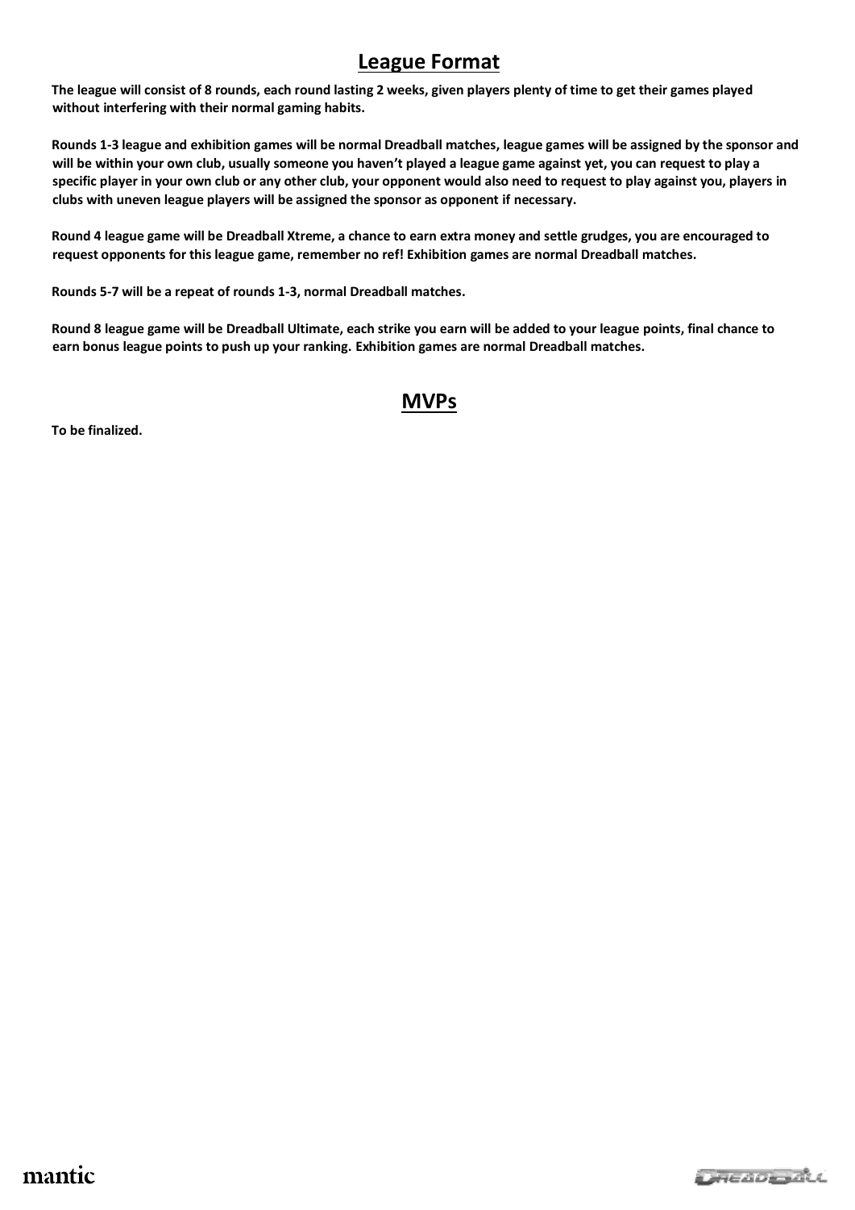## League Format

**The league will consist of 8 rounds, each round lasting 2 weeks, given players plenty of time to get their games played without interfering with their normal gaming habits.**

**Rounds 1-3 league and exhibition games will be normal Dreadball matches, league games will be assigned by the sponsor and will be within your own club, usually someone you haven't played a league game against yet, you can request to play a specific player in your own club or any other club, your opponent would also need to request to play against you, players in clubs with uneven league players will be assigned the sponsor as opponent if necessary.**

**Round 4 league game will be Dreadball Xtreme, a chance to earn extra money and settle grudges, you are encouraged to request opponents for this league game, remember no ref! Exhibition games are normal Dreadball matches.**

**Rounds 5-7 will be a repeat of rounds 1-3, normal Dreadball matches.**

**Round 8 league game will be Dreadball Ultimate, each strike you earn will be added to your league points, final chance to earn bonus league points to push up your ranking. Exhibition games are normal Dreadball matches.**

## MVPs

**To be finalized.**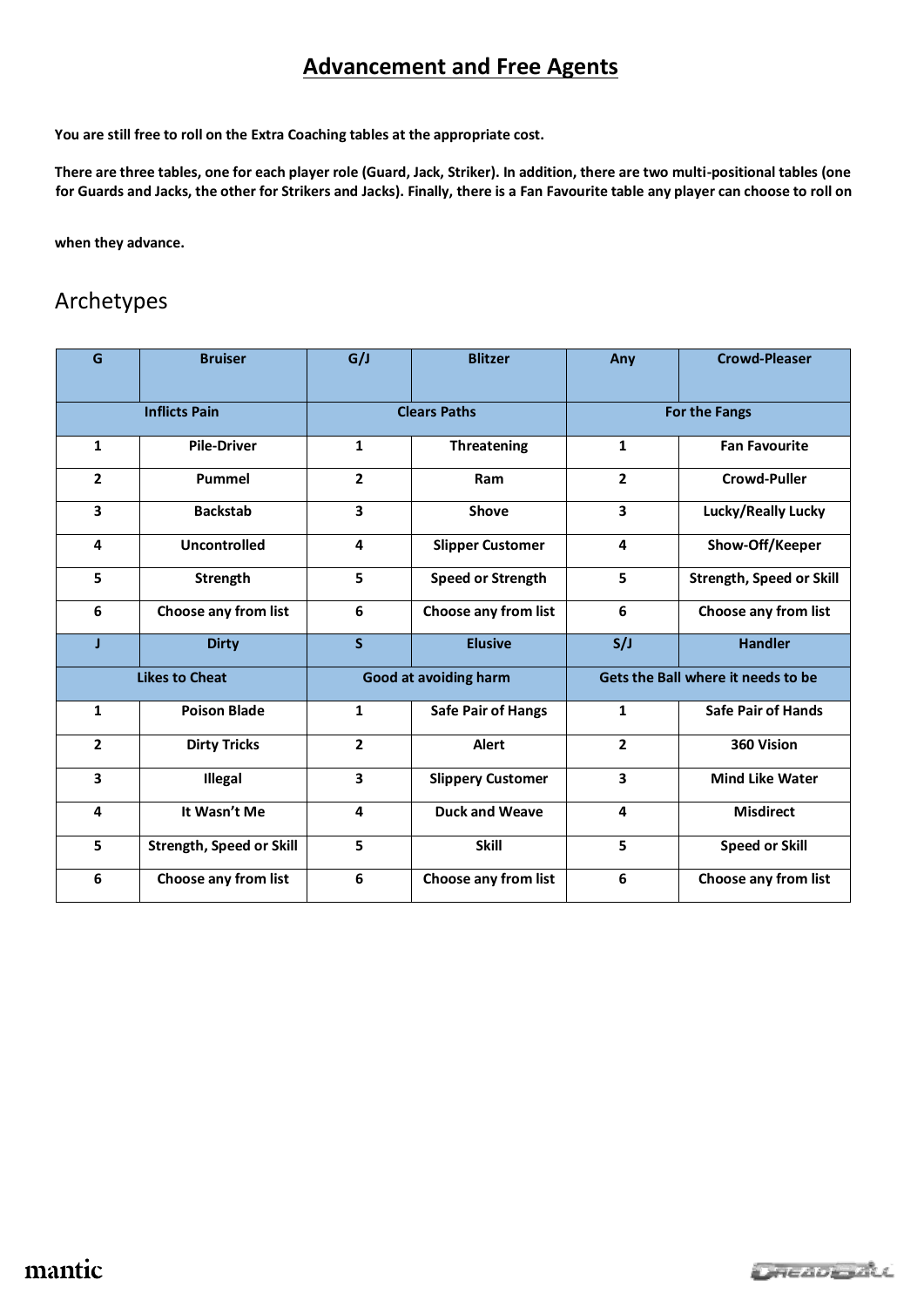# Advancement and Free Agents

**You are still free to roll on the Extra Coaching tables at the appropriate cost.**

**There are three tables, one for each player role (Guard, Jack, Striker). In addition, there are two multi-positional tables (one for Guards and Jacks, the other for Strikers and Jacks). Finally, there is a Fan Favourite table any player can choose to roll on**

**when they advance.**

## Archetypes

| G | Bruiser | G/J | Blitzer | Any | Crowd-Pleaser |
|---|---|---|---|---|---|
| Inflicts Pain | | Clears Paths | | For the Fangs | |
| 1 | Pile-Driver | 1 | Threatening | 1 | Fan Favourite |
| 2 | Pummel | 2 | Ram | 2 | Crowd-Puller |
| 3 | Backstab | 3 | Shove | 3 | Lucky/Really Lucky |
| 4 | Uncontrolled | 4 | Slipper Customer | 4 | Show-Off/Keeper |
| 5 | Strength | 5 | Speed or Strength | 5 | Strength, Speed or Skill |
| 6 | Choose any from list | 6 | Choose any from list | 6 | Choose any from list |
| **J** | **Dirty** | **S** | **Elusive** | **S/J** | **Handler** |
| **Likes to Cheat** | | **Good at avoiding harm** | | **Gets the Ball where it needs to be** | |
| 1 | Poison Blade | 1 | Safe Pair of Hangs | 1 | Safe Pair of Hands |
| 2 | Dirty Tricks | 2 | Alert | 2 | 360 Vision |
| 3 | Illegal | 3 | Slippery Customer | 3 | Mind Like Water |
| 4 | It Wasn't Me | 4 | Duck and Weave | 4 | Misdirect |
| 5 | Strength, Speed or Skill | 5 | Skill | 5 | Speed or Skill |
| 6 | Choose any from list | 6 | Choose any from list | 6 | Choose any from list |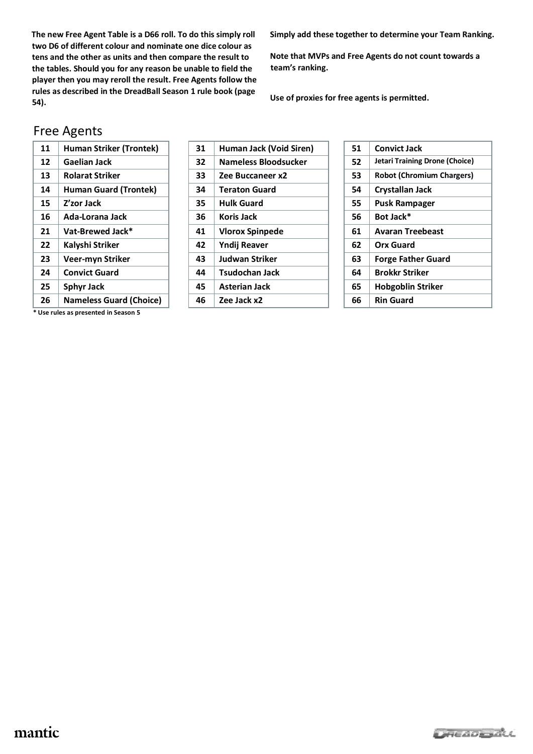**The new Free Agent Table is a D66 roll. To do this simply roll two D6 of different colour and nominate one dice colour as tens and the other as units and then compare the result to the tables. Should you for any reason be unable to field the player then you may reroll the result. Free Agents follow the rules as described in the DreadBall Season 1 rule book (page 54).**

**Simply add these together to determine your Team Ranking.**

**Note that MVPs and Free Agents do not count towards a team's ranking.**

**Use of proxies for free agents is permitted.**

## Free Agents

| | |
|---|---|
| 11 | Human Striker (Trontek) |
| 12 | Gaelian Jack |
| 13 | Rolarat Striker |
| 14 | Human Guard (Trontek) |
| 15 | Z'zor Jack |
| 16 | Ada-Lorana Jack |
| 21 | Vat-Brewed Jack* |
| 22 | Kalyshi Striker |
| 23 | Veer-myn Striker |
| 24 | Convict Guard |
| 25 | Sphyr Jack |
| 26 | Nameless Guard (Choice) |

**\* Use rules as presented in Season 5**

| | |
|---|---|
| 31 | Human Jack (Void Siren) |
| 32 | Nameless Bloodsucker |
| 33 | Zee Buccaneer x2 |
| 34 | Teraton Guard |
| 35 | Hulk Guard |
| 36 | Koris Jack |
| 41 | Vlorox Spinpede |
| 42 | Yndij Reaver |
| 43 | Judwan Striker |
| 44 | Tsudochan Jack |
| 45 | Asterian Jack |
| 46 | Zee Jack x2 |

| | |
|---|---|
| 51 | Convict Jack |
| 52 | Jetari Training Drone (Choice) |
| 53 | Robot (Chromium Chargers) |
| 54 | Crystallan Jack |
| 55 | Pusk Rampager |
| 56 | Bot Jack* |
| 61 | Avaran Treebeast |
| 62 | Orx Guard |
| 63 | Forge Father Guard |
| 64 | Brokkr Striker |
| 65 | Hobgoblin Striker |
| 66 | Rin Guard |